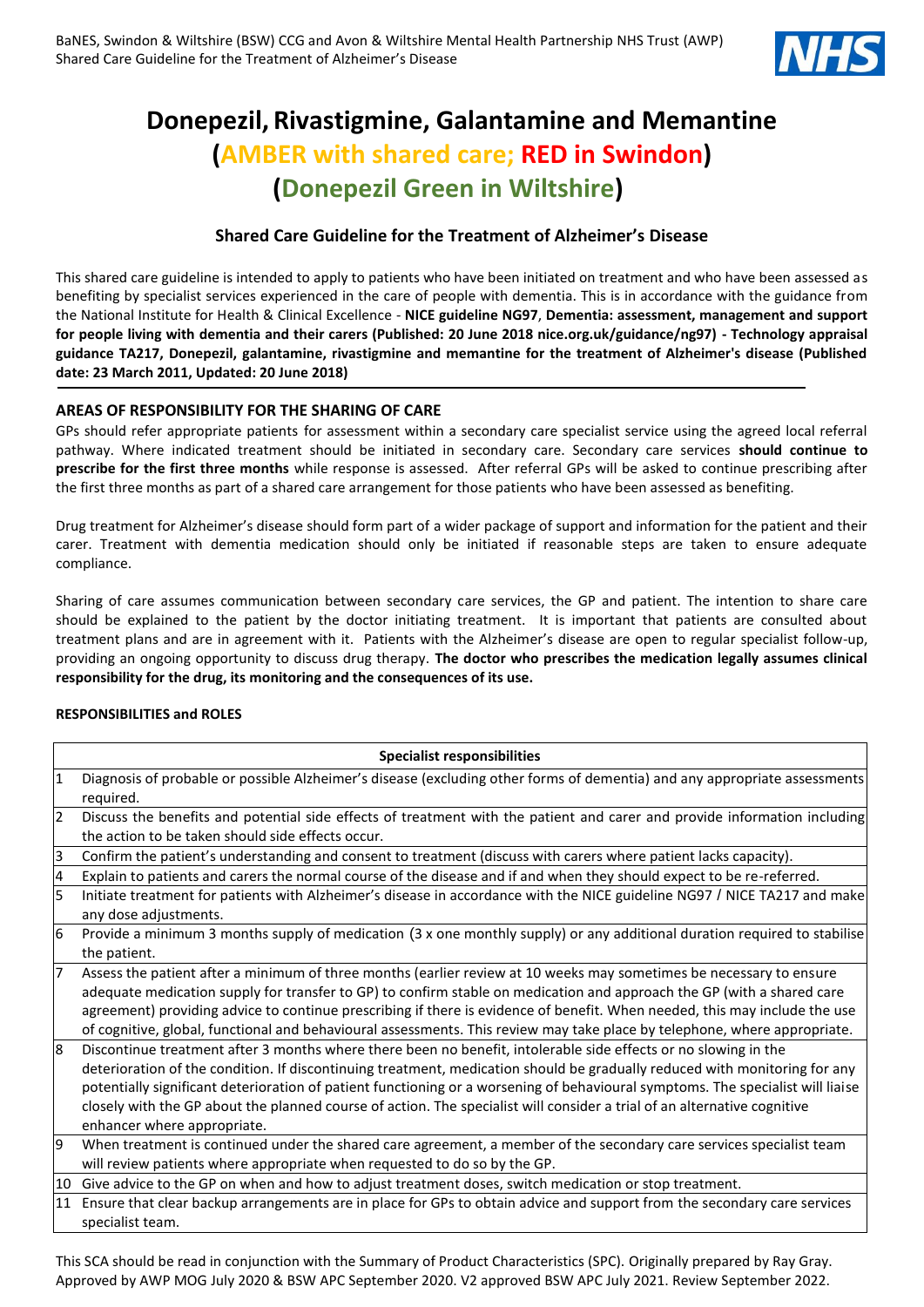# Donepezil, Rivastigmine, Galantamine and Memantine
# (AMBER with shared care; RED in Swindon)
# (Donepezil Green in Wiltshire)

## Shared Care Guideline for the Treatment of Alzheimer's Disease

This shared care guideline is intended to apply to patients who have been initiated on treatment and who have been assessed as benefiting by specialist services experienced in the care of people with dementia. This is in accordance with the guidance from the National Institute for Health & Clinical Excellence - **NICE guideline NG97**, **Dementia: assessment, management and support for people living with dementia and their carers (Published: 20 June 2018 nice.org.uk/guidance/ng97) - Technology appraisal guidance TA217, Donepezil, galantamine, rivastigmine and memantine for the treatment of Alzheimer's disease (Published date: 23 March 2011, Updated: 20 June 2018)**

### AREAS OF RESPONSIBILITY FOR THE SHARING OF CARE

GPs should refer appropriate patients for assessment within a secondary care specialist service using the agreed local referral pathway. Where indicated treatment should be initiated in secondary care. Secondary care services **should continue to prescribe for the first three months** while response is assessed. After referral GPs will be asked to continue prescribing after the first three months as part of a shared care arrangement for those patients who have been assessed as benefiting.

Drug treatment for Alzheimer's disease should form part of a wider package of support and information for the patient and their carer. Treatment with dementia medication should only be initiated if reasonable steps are taken to ensure adequate compliance.

Sharing of care assumes communication between secondary care services, the GP and patient. The intention to share care should be explained to the patient by the doctor initiating treatment. It is important that patients are consulted about treatment plans and are in agreement with it. Patients with the Alzheimer's disease are open to regular specialist follow-up, providing an ongoing opportunity to discuss drug therapy. **The doctor who prescribes the medication legally assumes clinical responsibility for the drug, its monitoring and the consequences of its use.**

#### RESPONSIBILITIES and ROLES

| | Specialist responsibilities |
|---|---|
| 1 | Diagnosis of probable or possible Alzheimer's disease (excluding other forms of dementia) and any appropriate assessments required. |
| 2 | Discuss the benefits and potential side effects of treatment with the patient and carer and provide information including the action to be taken should side effects occur. |
| 3 | Confirm the patient's understanding and consent to treatment (discuss with carers where patient lacks capacity). |
| 4 | Explain to patients and carers the normal course of the disease and if and when they should expect to be re-referred. |
| 5 | Initiate treatment for patients with Alzheimer's disease in accordance with the NICE guideline NG97 / NICE TA217 and make any dose adjustments. |
| 6 | Provide a minimum 3 months supply of medication (3 x one monthly supply) or any additional duration required to stabilise the patient. |
| 7 | Assess the patient after a minimum of three months (earlier review at 10 weeks may sometimes be necessary to ensure adequate medication supply for transfer to GP) to confirm stable on medication and approach the GP (with a shared care agreement) providing advice to continue prescribing if there is evidence of benefit. When needed, this may include the use of cognitive, global, functional and behavioural assessments. This review may take place by telephone, where appropriate. |
| 8 | Discontinue treatment after 3 months where there been no benefit, intolerable side effects or no slowing in the deterioration of the condition. If discontinuing treatment, medication should be gradually reduced with monitoring for any potentially significant deterioration of patient functioning or a worsening of behavioural symptoms. The specialist will liaise closely with the GP about the planned course of action. The specialist will consider a trial of an alternative cognitive enhancer where appropriate. |
| 9 | When treatment is continued under the shared care agreement, a member of the secondary care services specialist team will review patients where appropriate when requested to do so by the GP. |
| 10 | Give advice to the GP on when and how to adjust treatment doses, switch medication or stop treatment. |
| 11 | Ensure that clear backup arrangements are in place for GPs to obtain advice and support from the secondary care services specialist team. |

This SCA should be read in conjunction with the Summary of Product Characteristics (SPC). Originally prepared by Ray Gray. Approved by AWP MOG July 2020 & BSW APC September 2020. V2 approved BSW APC July 2021. Review September 2022.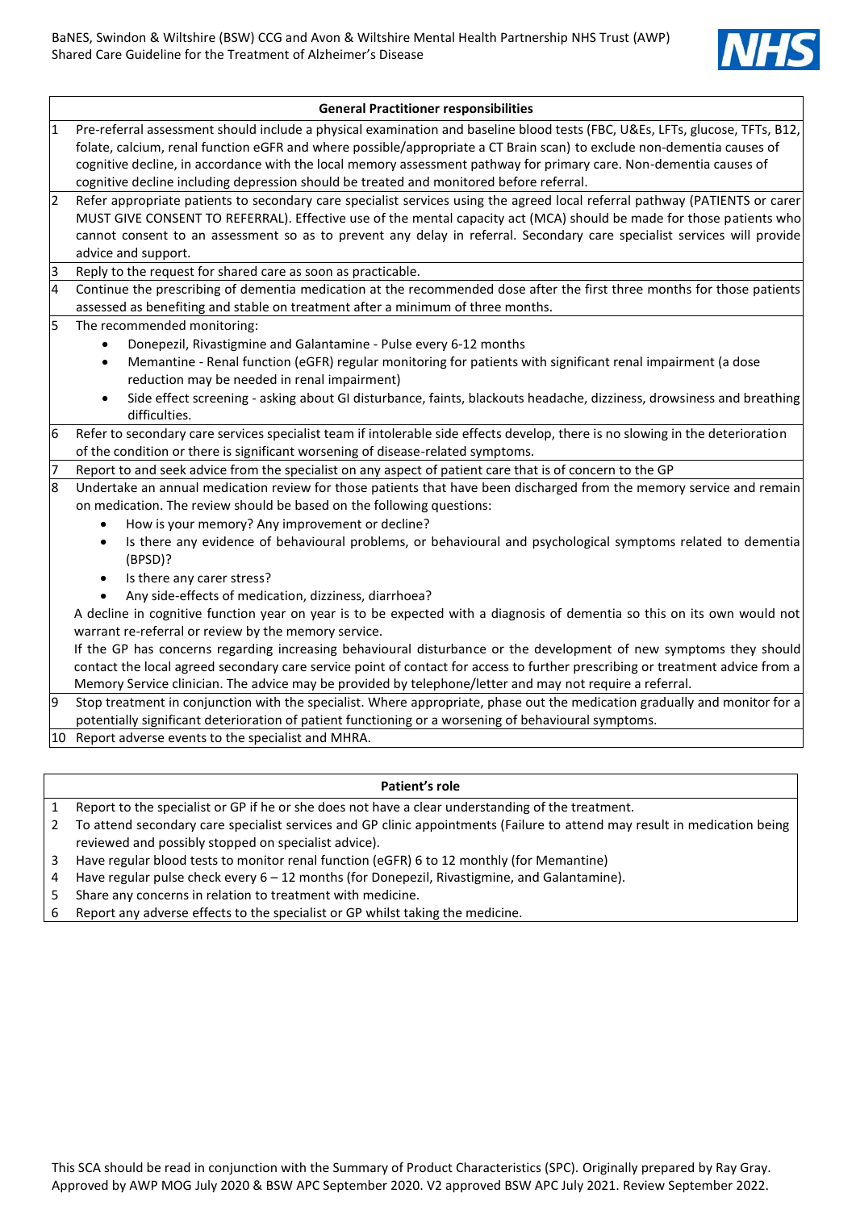## General Practitioner responsibilities

1. Pre-referral assessment should include a physical examination and baseline blood tests (FBC, U&Es, LFTs, glucose, TFTs, B12, folate, calcium, renal function eGFR and where possible/appropriate a CT Brain scan) to exclude non-dementia causes of cognitive decline, in accordance with the local memory assessment pathway for primary care. Non-dementia causes of cognitive decline including depression should be treated and monitored before referral.
2. Refer appropriate patients to secondary care specialist services using the agreed local referral pathway (PATIENTS or carer MUST GIVE CONSENT TO REFERRAL). Effective use of the mental capacity act (MCA) should be made for those patients who cannot consent to an assessment so as to prevent any delay in referral. Secondary care specialist services will provide advice and support.
3. Reply to the request for shared care as soon as practicable.
4. Continue the prescribing of dementia medication at the recommended dose after the first three months for those patients assessed as benefiting and stable on treatment after a minimum of three months.
5. The recommended monitoring:
   - Donepezil, Rivastigmine and Galantamine - Pulse every 6-12 months
   - Memantine - Renal function (eGFR) regular monitoring for patients with significant renal impairment (a dose reduction may be needed in renal impairment)
   - Side effect screening - asking about GI disturbance, faints, blackouts headache, dizziness, drowsiness and breathing difficulties.
6. Refer to secondary care services specialist team if intolerable side effects develop, there is no slowing in the deterioration of the condition or there is significant worsening of disease-related symptoms.
7. Report to and seek advice from the specialist on any aspect of patient care that is of concern to the GP
8. Undertake an annual medication review for those patients that have been discharged from the memory service and remain on medication. The review should be based on the following questions:
   - How is your memory? Any improvement or decline?
   - Is there any evidence of behavioural problems, or behavioural and psychological symptoms related to dementia (BPSD)?
   - Is there any carer stress?
   - Any side-effects of medication, dizziness, diarrhoea?

   A decline in cognitive function year on year is to be expected with a diagnosis of dementia so this on its own would not warrant re-referral or review by the memory service.

   If the GP has concerns regarding increasing behavioural disturbance or the development of new symptoms they should contact the local agreed secondary care service point of contact for access to further prescribing or treatment advice from a Memory Service clinician. The advice may be provided by telephone/letter and may not require a referral.
9. Stop treatment in conjunction with the specialist. Where appropriate, phase out the medication gradually and monitor for a potentially significant deterioration of patient functioning or a worsening of behavioural symptoms.
10. Report adverse events to the specialist and MHRA.

## Patient's role

1. Report to the specialist or GP if he or she does not have a clear understanding of the treatment.
2. To attend secondary care specialist services and GP clinic appointments (Failure to attend may result in medication being reviewed and possibly stopped on specialist advice).
3. Have regular blood tests to monitor renal function (eGFR) 6 to 12 monthly (for Memantine)
4. Have regular pulse check every 6 – 12 months (for Donepezil, Rivastigmine, and Galantamine).
5. Share any concerns in relation to treatment with medicine.
6. Report any adverse effects to the specialist or GP whilst taking the medicine.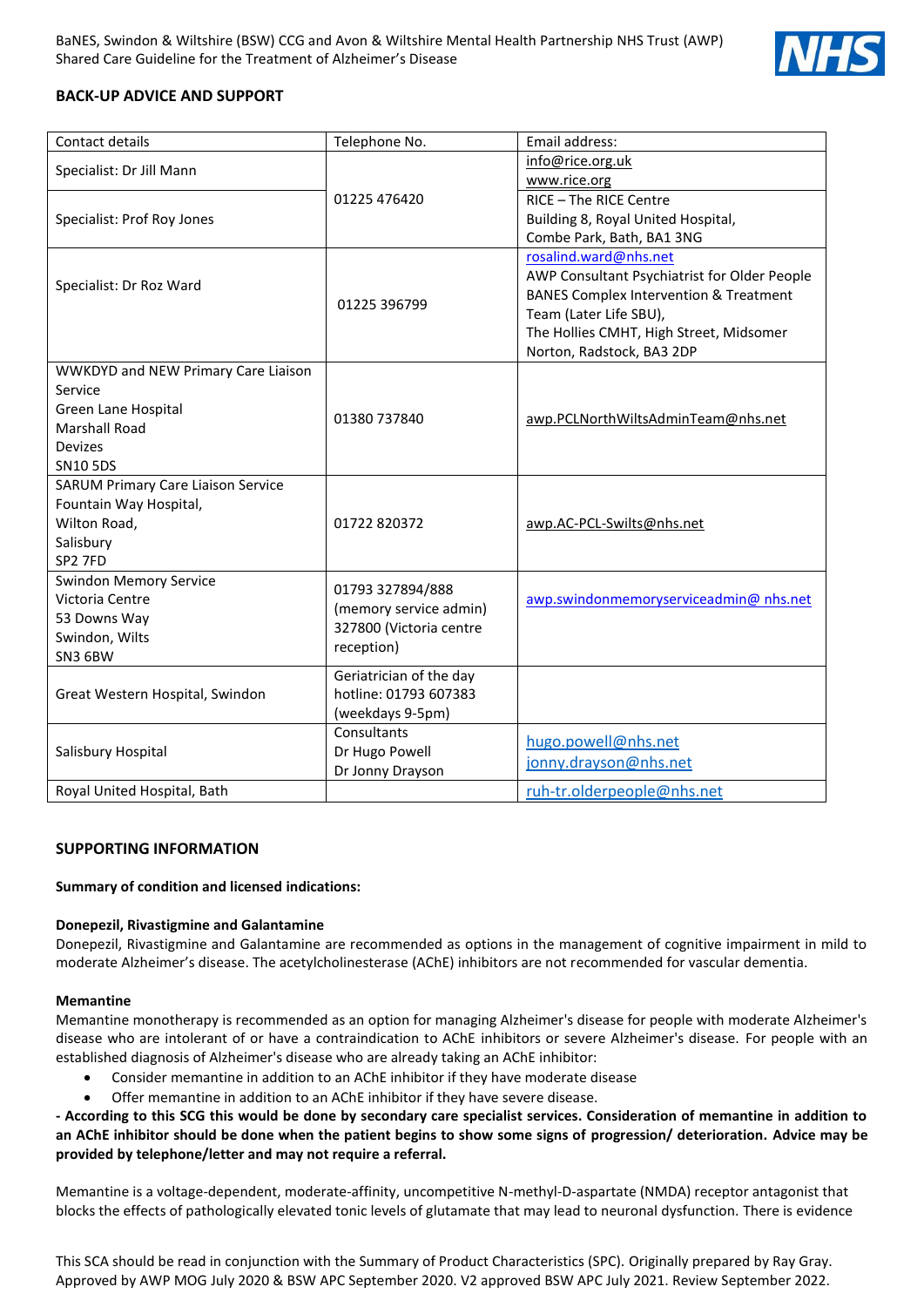## BACK-UP ADVICE AND SUPPORT

| Contact details | Telephone No. | Email address: |
|---|---|---|
| Specialist: Dr Jill Mann | 01225 476420 | info@rice.org.uk<br>www.rice.org |
| Specialist: Prof Roy Jones | | RICE – The RICE Centre<br>Building 8, Royal United Hospital,<br>Combe Park, Bath, BA1 3NG |
| Specialist: Dr Roz Ward | 01225 396799 | rosalind.ward@nhs.net<br>AWP Consultant Psychiatrist for Older People<br>BANES Complex Intervention & Treatment Team (Later Life SBU),<br>The Hollies CMHT, High Street, Midsomer Norton, Radstock, BA3 2DP |
| WWKDYD and NEW Primary Care Liaison Service<br>Green Lane Hospital<br>Marshall Road<br>Devizes<br>SN10 5DS | 01380 737840 | awp.PCLNorthWiltsAdminTeam@nhs.net |
| SARUM Primary Care Liaison Service<br>Fountain Way Hospital,<br>Wilton Road,<br>Salisbury<br>SP2 7FD | 01722 820372 | awp.AC-PCL-Swilts@nhs.net |
| Swindon Memory Service<br>Victoria Centre<br>53 Downs Way<br>Swindon, Wilts<br>SN3 6BW | 01793 327894/888 (memory service admin)<br>327800 (Victoria centre reception) | awp.swindonmemoryserviceadmin@ nhs.net |
| Great Western Hospital, Swindon | Geriatrician of the day hotline: 01793 607383 (weekdays 9-5pm) | |
| Salisbury Hospital | Consultants<br>Dr Hugo Powell<br>Dr Jonny Drayson | hugo.powell@nhs.net<br>jonny.drayson@nhs.net |
| Royal United Hospital, Bath | | ruh-tr.olderpeople@nhs.net |

## SUPPORTING INFORMATION

**Summary of condition and licensed indications:**

**Donepezil, Rivastigmine and Galantamine**

Donepezil, Rivastigmine and Galantamine are recommended as options in the management of cognitive impairment in mild to moderate Alzheimer's disease. The acetylcholinesterase (AChE) inhibitors are not recommended for vascular dementia.

**Memantine**

Memantine monotherapy is recommended as an option for managing Alzheimer's disease for people with moderate Alzheimer's disease who are intolerant of or have a contraindication to AChE inhibitors or severe Alzheimer's disease. For people with an established diagnosis of Alzheimer's disease who are already taking an AChE inhibitor:

- Consider memantine in addition to an AChE inhibitor if they have moderate disease
- Offer memantine in addition to an AChE inhibitor if they have severe disease.

**- According to this SCG this would be done by secondary care specialist services. Consideration of memantine in addition to an AChE inhibitor should be done when the patient begins to show some signs of progression/ deterioration. Advice may be provided by telephone/letter and may not require a referral.**

Memantine is a voltage-dependent, moderate-affinity, uncompetitive N-methyl-D-aspartate (NMDA) receptor antagonist that blocks the effects of pathologically elevated tonic levels of glutamate that may lead to neuronal dysfunction. There is evidence

This SCA should be read in conjunction with the Summary of Product Characteristics (SPC). Originally prepared by Ray Gray. Approved by AWP MOG July 2020 & BSW APC September 2020. V2 approved BSW APC July 2021. Review September 2022.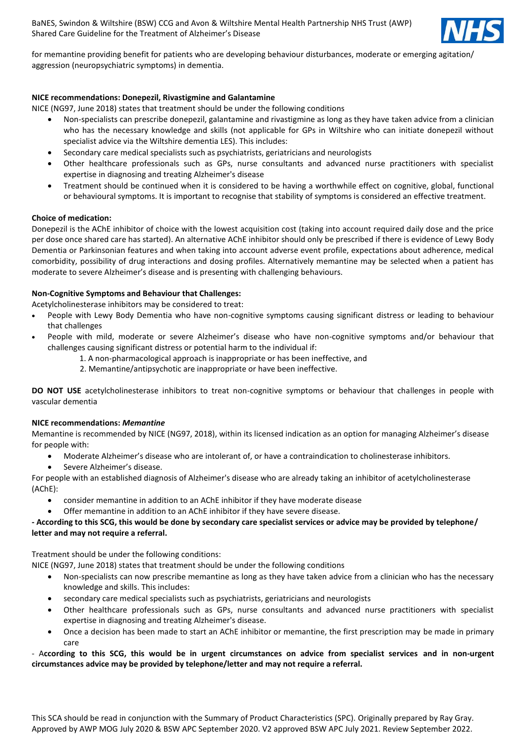for memantine providing benefit for patients who are developing behaviour disturbances, moderate or emerging agitation/ aggression (neuropsychiatric symptoms) in dementia.

**NICE recommendations: Donepezil, Rivastigmine and Galantamine**

NICE (NG97, June 2018) states that treatment should be under the following conditions

- Non-specialists can prescribe donepezil, galantamine and rivastigmine as long as they have taken advice from a clinician who has the necessary knowledge and skills (not applicable for GPs in Wiltshire who can initiate donepezil without specialist advice via the Wiltshire dementia LES). This includes:
- Secondary care medical specialists such as psychiatrists, geriatricians and neurologists
- Other healthcare professionals such as GPs, nurse consultants and advanced nurse practitioners with specialist expertise in diagnosing and treating Alzheimer's disease
- Treatment should be continued when it is considered to be having a worthwhile effect on cognitive, global, functional or behavioural symptoms. It is important to recognise that stability of symptoms is considered an effective treatment.

**Choice of medication:**

Donepezil is the AChE inhibitor of choice with the lowest acquisition cost (taking into account required daily dose and the price per dose once shared care has started). An alternative AChE inhibitor should only be prescribed if there is evidence of Lewy Body Dementia or Parkinsonian features and when taking into account adverse event profile, expectations about adherence, medical comorbidity, possibility of drug interactions and dosing profiles. Alternatively memantine may be selected when a patient has moderate to severe Alzheimer's disease and is presenting with challenging behaviours.

**Non-Cognitive Symptoms and Behaviour that Challenges:**

Acetylcholinesterase inhibitors may be considered to treat:

- People with Lewy Body Dementia who have non-cognitive symptoms causing significant distress or leading to behaviour that challenges
- People with mild, moderate or severe Alzheimer's disease who have non-cognitive symptoms and/or behaviour that challenges causing significant distress or potential harm to the individual if:
    1. A non-pharmacological approach is inappropriate or has been ineffective, and
    2. Memantine/antipsychotic are inappropriate or have been ineffective.

**DO NOT USE** acetylcholinesterase inhibitors to treat non-cognitive symptoms or behaviour that challenges in people with vascular dementia

**NICE recommendations:** ***Memantine***

Memantine is recommended by NICE (NG97, 2018), within its licensed indication as an option for managing Alzheimer's disease for people with:

- Moderate Alzheimer's disease who are intolerant of, or have a contraindication to cholinesterase inhibitors.
- Severe Alzheimer's disease.

For people with an established diagnosis of Alzheimer's disease who are already taking an inhibitor of acetylcholinesterase (AChE):

- consider memantine in addition to an AChE inhibitor if they have moderate disease
- Offer memantine in addition to an AChE inhibitor if they have severe disease.

**- According to this SCG, this would be done by secondary care specialist services or advice may be provided by telephone/ letter and may not require a referral.**

Treatment should be under the following conditions:

NICE (NG97, June 2018) states that treatment should be under the following conditions

- Non-specialists can now prescribe memantine as long as they have taken advice from a clinician who has the necessary knowledge and skills. This includes:
- secondary care medical specialists such as psychiatrists, geriatricians and neurologists
- Other healthcare professionals such as GPs, nurse consultants and advanced nurse practitioners with specialist expertise in diagnosing and treating Alzheimer's disease.
- Once a decision has been made to start an AChE inhibitor or memantine, the first prescription may be made in primary care

- A**ccording to this SCG, this would be in urgent circumstances on advice from specialist services and in non-urgent circumstances advice may be provided by telephone/letter and may not require a referral.**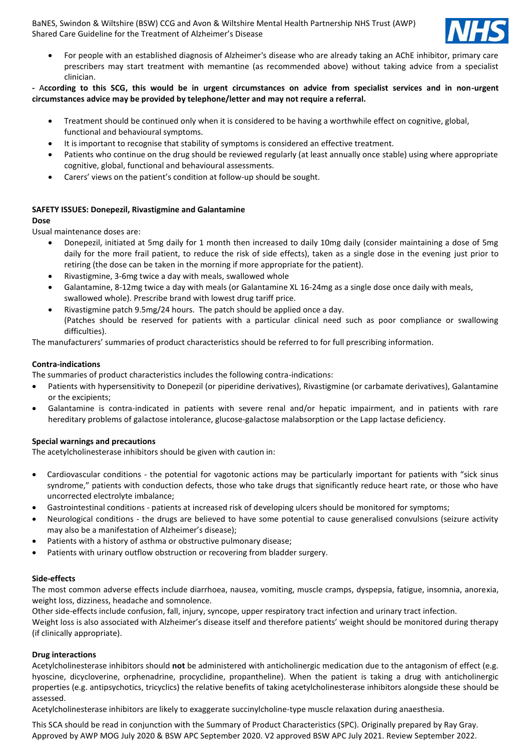- For people with an established diagnosis of Alzheimer's disease who are already taking an AChE inhibitor, primary care prescribers may start treatment with memantine (as recommended above) without taking advice from a specialist clinician.

**- According to this SCG, this would be in urgent circumstances on advice from specialist services and in non-urgent circumstances advice may be provided by telephone/letter and may not require a referral.**

- Treatment should be continued only when it is considered to be having a worthwhile effect on cognitive, global, functional and behavioural symptoms.
- It is important to recognise that stability of symptoms is considered an effective treatment.
- Patients who continue on the drug should be reviewed regularly (at least annually once stable) using where appropriate cognitive, global, functional and behavioural assessments.
- Carers' views on the patient's condition at follow-up should be sought.

## SAFETY ISSUES: Donepezil, Rivastigmine and Galantamine

### Dose

Usual maintenance doses are:

- Donepezil, initiated at 5mg daily for 1 month then increased to daily 10mg daily (consider maintaining a dose of 5mg daily for the more frail patient, to reduce the risk of side effects), taken as a single dose in the evening just prior to retiring (the dose can be taken in the morning if more appropriate for the patient).
- Rivastigmine, 3-6mg twice a day with meals, swallowed whole
- Galantamine, 8-12mg twice a day with meals (or Galantamine XL 16-24mg as a single dose once daily with meals, swallowed whole). Prescribe brand with lowest drug tariff price.
- Rivastigmine patch 9.5mg/24 hours. The patch should be applied once a day.
  (Patches should be reserved for patients with a particular clinical need such as poor compliance or swallowing difficulties).

The manufacturers' summaries of product characteristics should be referred to for full prescribing information.

### Contra-indications

The summaries of product characteristics includes the following contra-indications:

- Patients with hypersensitivity to Donepezil (or piperidine derivatives), Rivastigmine (or carbamate derivatives), Galantamine or the excipients;
- Galantamine is contra-indicated in patients with severe renal and/or hepatic impairment, and in patients with rare hereditary problems of galactose intolerance, glucose-galactose malabsorption or the Lapp lactase deficiency.

### Special warnings and precautions

The acetylcholinesterase inhibitors should be given with caution in:

- Cardiovascular conditions - the potential for vagotonic actions may be particularly important for patients with "sick sinus syndrome," patients with conduction defects, those who take drugs that significantly reduce heart rate, or those who have uncorrected electrolyte imbalance;
- Gastrointestinal conditions - patients at increased risk of developing ulcers should be monitored for symptoms;
- Neurological conditions - the drugs are believed to have some potential to cause generalised convulsions (seizure activity may also be a manifestation of Alzheimer's disease);
- Patients with a history of asthma or obstructive pulmonary disease;
- Patients with urinary outflow obstruction or recovering from bladder surgery.

### Side-effects

The most common adverse effects include diarrhoea, nausea, vomiting, muscle cramps, dyspepsia, fatigue, insomnia, anorexia, weight loss, dizziness, headache and somnolence.

Other side-effects include confusion, fall, injury, syncope, upper respiratory tract infection and urinary tract infection.

Weight loss is also associated with Alzheimer's disease itself and therefore patients' weight should be monitored during therapy (if clinically appropriate).

### Drug interactions

Acetylcholinesterase inhibitors should **not** be administered with anticholinergic medication due to the antagonism of effect (e.g. hyoscine, dicycloverine, orphenadrine, procyclidine, propantheline). When the patient is taking a drug with anticholinergic properties (e.g. antipsychotics, tricyclics) the relative benefits of taking acetylcholinesterase inhibitors alongside these should be assessed.

Acetylcholinesterase inhibitors are likely to exaggerate succinylcholine-type muscle relaxation during anaesthesia.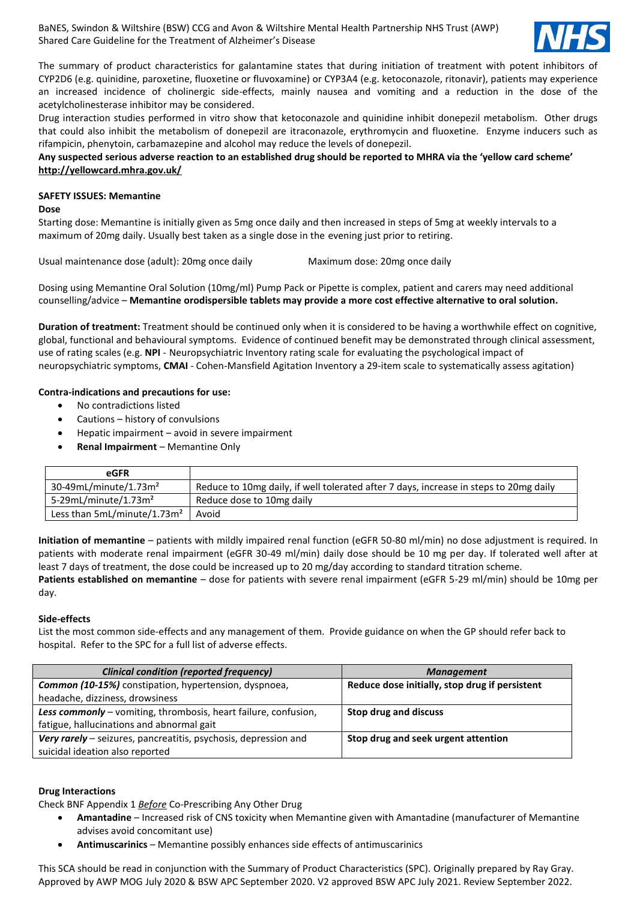The summary of product characteristics for galantamine states that during initiation of treatment with potent inhibitors of CYP2D6 (e.g. quinidine, paroxetine, fluoxetine or fluvoxamine) or CYP3A4 (e.g. ketoconazole, ritonavir), patients may experience an increased incidence of cholinergic side-effects, mainly nausea and vomiting and a reduction in the dose of the acetylcholinesterase inhibitor may be considered.

Drug interaction studies performed in vitro show that ketoconazole and quinidine inhibit donepezil metabolism. Other drugs that could also inhibit the metabolism of donepezil are itraconazole, erythromycin and fluoxetine. Enzyme inducers such as rifampicin, phenytoin, carbamazepine and alcohol may reduce the levels of donepezil.

**Any suspected serious adverse reaction to an established drug should be reported to MHRA via the 'yellow card scheme' http://yellowcard.mhra.gov.uk/**

**SAFETY ISSUES: Memantine**

**Dose**

Starting dose: Memantine is initially given as 5mg once daily and then increased in steps of 5mg at weekly intervals to a maximum of 20mg daily. Usually best taken as a single dose in the evening just prior to retiring.

Usual maintenance dose (adult): 20mg once daily    Maximum dose: 20mg once daily

Dosing using Memantine Oral Solution (10mg/ml) Pump Pack or Pipette is complex, patient and carers may need additional counselling/advice – **Memantine orodispersible tablets may provide a more cost effective alternative to oral solution.**

**Duration of treatment:** Treatment should be continued only when it is considered to be having a worthwhile effect on cognitive, global, functional and behavioural symptoms. Evidence of continued benefit may be demonstrated through clinical assessment, use of rating scales (e.g. **NPI** - Neuropsychiatric Inventory rating scale for evaluating the psychological impact of neuropsychiatric symptoms, **CMAI** - Cohen-Mansfield Agitation Inventory a 29-item scale to systematically assess agitation)

**Contra-indications and precautions for use:**

- No contradictions listed
- Cautions – history of convulsions
- Hepatic impairment – avoid in severe impairment
- **Renal Impairment** – Memantine Only

| eGFR | |
|---|---|
| 30-49mL/minute/1.73m² | Reduce to 10mg daily, if well tolerated after 7 days, increase in steps to 20mg daily |
| 5-29mL/minute/1.73m² | Reduce dose to 10mg daily |
| Less than 5mL/minute/1.73m² | Avoid |

**Initiation of memantine** – patients with mildly impaired renal function (eGFR 50-80 ml/min) no dose adjustment is required. In patients with moderate renal impairment (eGFR 30-49 ml/min) daily dose should be 10 mg per day. If tolerated well after at least 7 days of treatment, the dose could be increased up to 20 mg/day according to standard titration scheme.

**Patients established on memantine** – dose for patients with severe renal impairment (eGFR 5-29 ml/min) should be 10mg per day.

**Side-effects**

List the most common side-effects and any management of them. Provide guidance on when the GP should refer back to hospital. Refer to the SPC for a full list of adverse effects.

| *Clinical condition (reported frequency)* | *Management* |
|---|---|
| ***Common (10-15%)*** constipation, hypertension, dyspnoea, headache, dizziness, drowsiness | **Reduce dose initially, stop drug if persistent** |
| ***Less commonly*** – vomiting, thrombosis, heart failure, confusion, fatigue, hallucinations and abnormal gait | **Stop drug and discuss** |
| ***Very rarely*** – seizures, pancreatitis, psychosis, depression and suicidal ideation also reported | **Stop drug and seek urgent attention** |

**Drug Interactions**

Check BNF Appendix 1 ***Before*** Co-Prescribing Any Other Drug

- **Amantadine** – Increased risk of CNS toxicity when Memantine given with Amantadine (manufacturer of Memantine advises avoid concomitant use)
- **Antimuscarinics** – Memantine possibly enhances side effects of antimuscarinics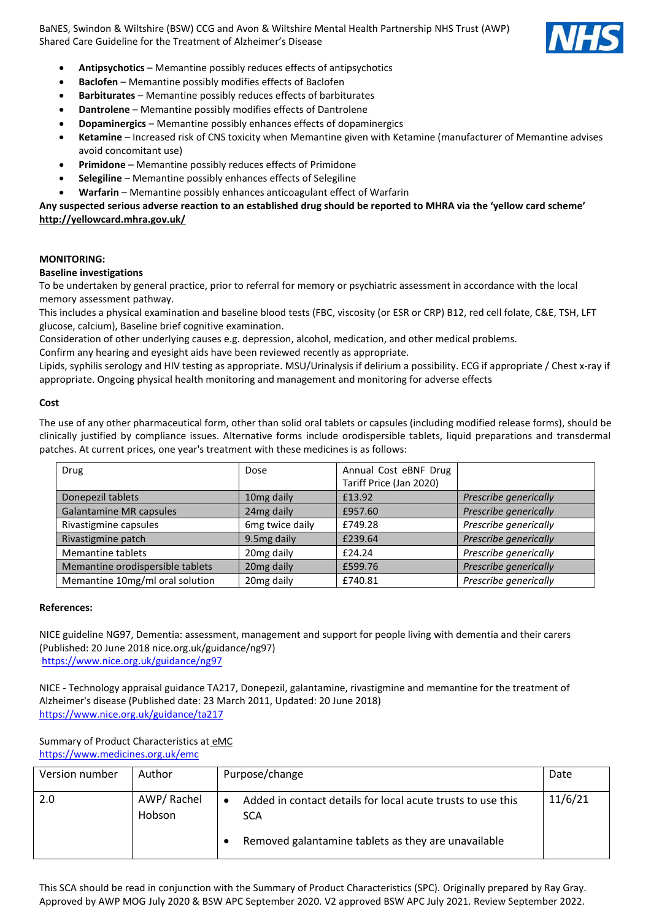- **Antipsychotics** – Memantine possibly reduces effects of antipsychotics
- **Baclofen** – Memantine possibly modifies effects of Baclofen
- **Barbiturates** – Memantine possibly reduces effects of barbiturates
- **Dantrolene** – Memantine possibly modifies effects of Dantrolene
- **Dopaminergics** – Memantine possibly enhances effects of dopaminergics
- **Ketamine** – Increased risk of CNS toxicity when Memantine given with Ketamine (manufacturer of Memantine advises avoid concomitant use)
- **Primidone** – Memantine possibly reduces effects of Primidone
- **Selegiline** – Memantine possibly enhances effects of Selegiline
- **Warfarin** – Memantine possibly enhances anticoagulant effect of Warfarin

**Any suspected serious adverse reaction to an established drug should be reported to MHRA via the 'yellow card scheme' http://yellowcard.mhra.gov.uk/**

**MONITORING:**

**Baseline investigations**

To be undertaken by general practice, prior to referral for memory or psychiatric assessment in accordance with the local memory assessment pathway.

This includes a physical examination and baseline blood tests (FBC, viscosity (or ESR or CRP) B12, red cell folate, C&E, TSH, LFT glucose, calcium), Baseline brief cognitive examination.

Consideration of other underlying causes e.g. depression, alcohol, medication, and other medical problems.

Confirm any hearing and eyesight aids have been reviewed recently as appropriate.

Lipids, syphilis serology and HIV testing as appropriate. MSU/Urinalysis if delirium a possibility. ECG if appropriate / Chest x-ray if appropriate. Ongoing physical health monitoring and management and monitoring for adverse effects

**Cost**

The use of any other pharmaceutical form, other than solid oral tablets or capsules (including modified release forms), should be clinically justified by compliance issues. Alternative forms include orodispersible tablets, liquid preparations and transdermal patches. At current prices, one year's treatment with these medicines is as follows:

| Drug | Dose | Annual Cost eBNF Drug Tariff Price (Jan 2020) | |
|---|---|---|---|
| Donepezil tablets | 10mg daily | £13.92 | *Prescribe generically* |
| Galantamine MR capsules | 24mg daily | £957.60 | *Prescribe generically* |
| Rivastigmine capsules | 6mg twice daily | £749.28 | *Prescribe generically* |
| Rivastigmine patch | 9.5mg daily | £239.64 | *Prescribe generically* |
| Memantine tablets | 20mg daily | £24.24 | *Prescribe generically* |
| Memantine orodispersible tablets | 20mg daily | £599.76 | *Prescribe generically* |
| Memantine 10mg/ml oral solution | 20mg daily | £740.81 | *Prescribe generically* |

**References:**

NICE guideline NG97, Dementia: assessment, management and support for people living with dementia and their carers (Published: 20 June 2018 nice.org.uk/guidance/ng97)
https://www.nice.org.uk/guidance/ng97

NICE - Technology appraisal guidance TA217, Donepezil, galantamine, rivastigmine and memantine for the treatment of Alzheimer's disease (Published date: 23 March 2011, Updated: 20 June 2018)
https://www.nice.org.uk/guidance/ta217

Summary of Product Characteristics at eMC
https://www.medicines.org.uk/emc

| Version number | Author | Purpose/change | Date |
|---|---|---|---|
| 2.0 | AWP/ Rachel Hobson | • Added in contact details for local acute trusts to use this SCA<br>• Removed galantamine tablets as they are unavailable | 11/6/21 |

This SCA should be read in conjunction with the Summary of Product Characteristics (SPC). Originally prepared by Ray Gray. Approved by AWP MOG July 2020 & BSW APC September 2020. V2 approved BSW APC July 2021. Review September 2022.